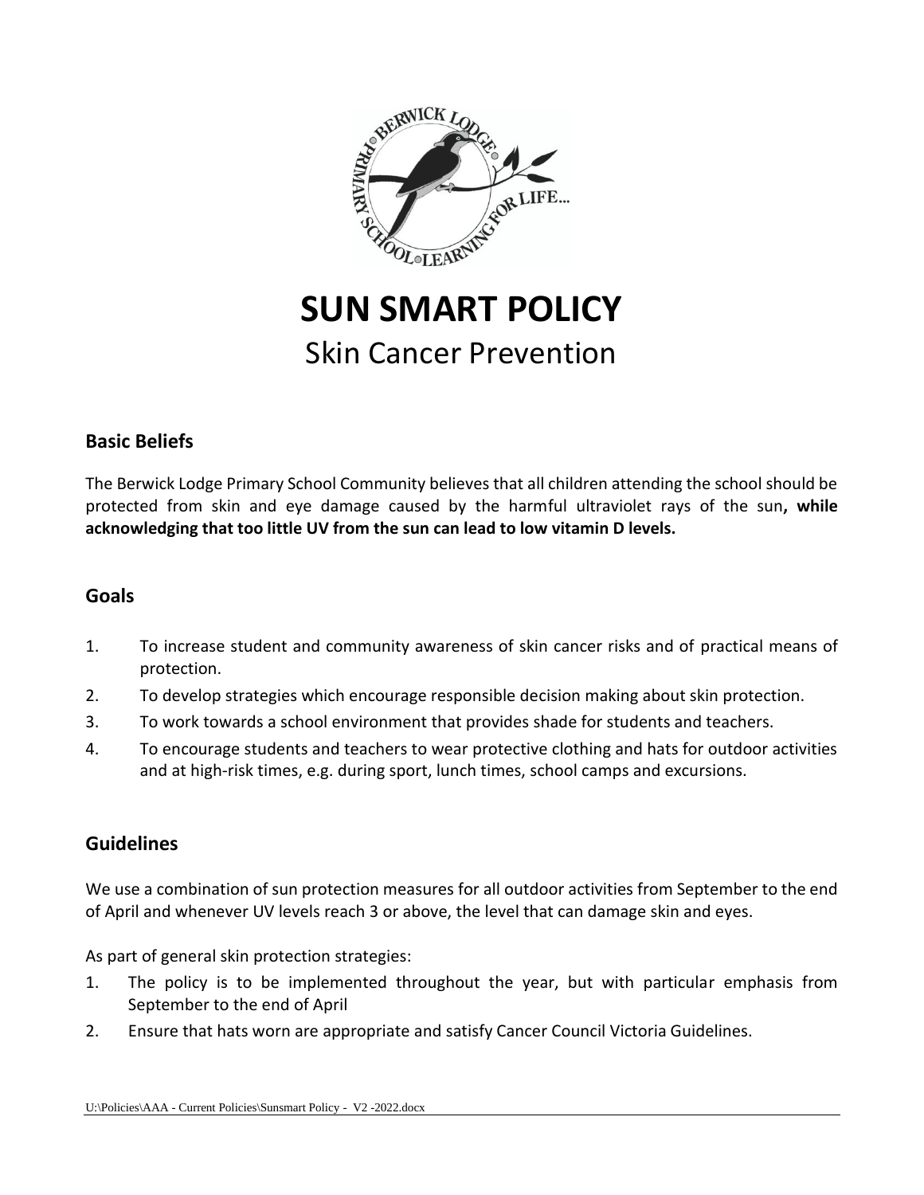# SUN SMART POLICY

## Skin Cancer Prevention

### Basic Beliefs

The Berwick Lodge Primary School Community believes that all children attending the school should be protected from skin and eye damage caused by the harmful ultraviolet rays of the sun**, while acknowledging that too little UV from the sun can lead to low vitamin D levels.**

### Goals

1. To increase student and community awareness of skin cancer risks and of practical means of protection.
2. To develop strategies which encourage responsible decision making about skin protection.
3. To work towards a school environment that provides shade for students and teachers.
4. To encourage students and teachers to wear protective clothing and hats for outdoor activities and at high-risk times, e.g. during sport, lunch times, school camps and excursions.

### Guidelines

We use a combination of sun protection measures for all outdoor activities from September to the end of April and whenever UV levels reach 3 or above, the level that can damage skin and eyes.

As part of general skin protection strategies:

1. The policy is to be implemented throughout the year, but with particular emphasis from September to the end of April
2. Ensure that hats worn are appropriate and satisfy Cancer Council Victoria Guidelines.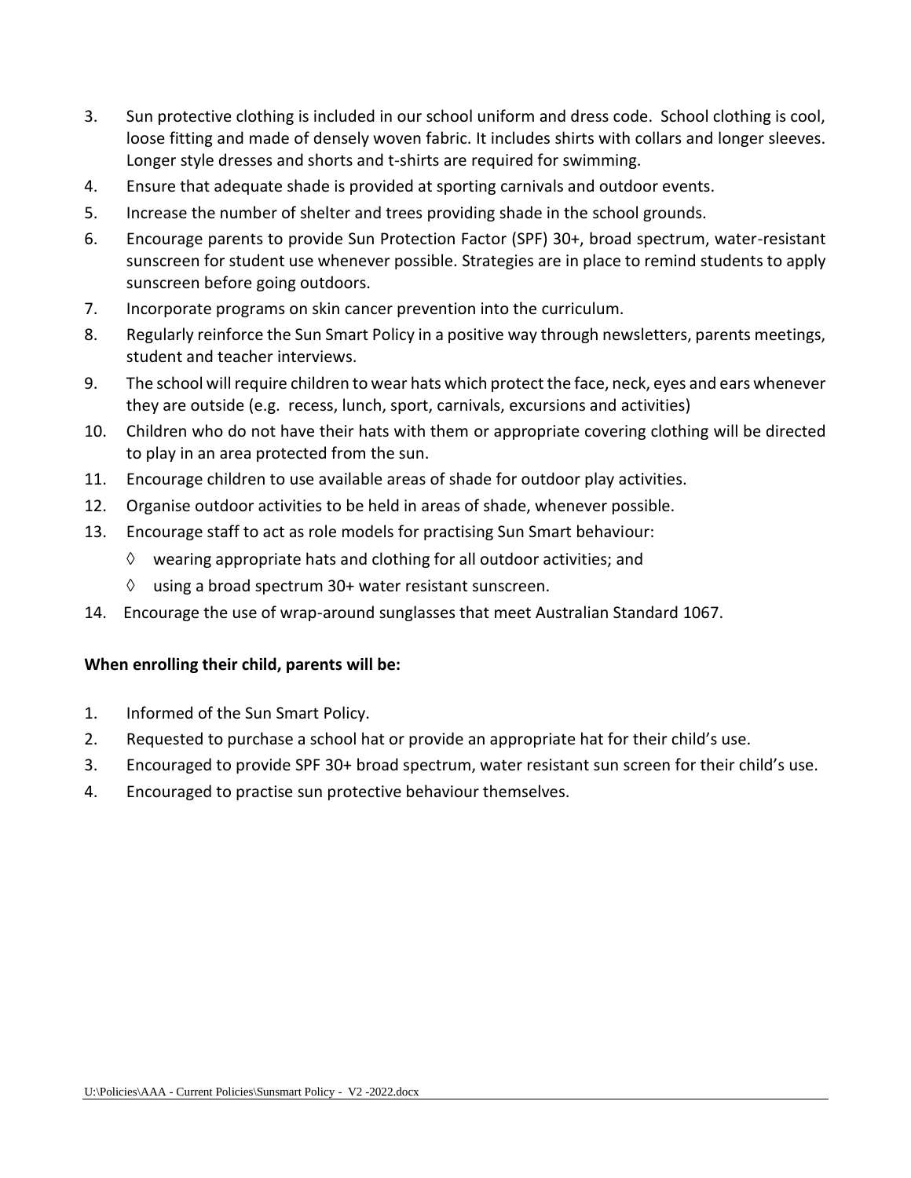3. Sun protective clothing is included in our school uniform and dress code. School clothing is cool, loose fitting and made of densely woven fabric. It includes shirts with collars and longer sleeves. Longer style dresses and shorts and t-shirts are required for swimming.
4. Ensure that adequate shade is provided at sporting carnivals and outdoor events.
5. Increase the number of shelter and trees providing shade in the school grounds.
6. Encourage parents to provide Sun Protection Factor (SPF) 30+, broad spectrum, water-resistant sunscreen for student use whenever possible. Strategies are in place to remind students to apply sunscreen before going outdoors.
7. Incorporate programs on skin cancer prevention into the curriculum.
8. Regularly reinforce the Sun Smart Policy in a positive way through newsletters, parents meetings, student and teacher interviews.
9. The school will require children to wear hats which protect the face, neck, eyes and ears whenever they are outside (e.g. recess, lunch, sport, carnivals, excursions and activities)
10. Children who do not have their hats with them or appropriate covering clothing will be directed to play in an area protected from the sun.
11. Encourage children to use available areas of shade for outdoor play activities.
12. Organise outdoor activities to be held in areas of shade, whenever possible.
13. Encourage staff to act as role models for practising Sun Smart behaviour:
    - ◊ wearing appropriate hats and clothing for all outdoor activities; and
    - ◊ using a broad spectrum 30+ water resistant sunscreen.
14. Encourage the use of wrap-around sunglasses that meet Australian Standard 1067.

**When enrolling their child, parents will be:**

1. Informed of the Sun Smart Policy.
2. Requested to purchase a school hat or provide an appropriate hat for their child's use.
3. Encouraged to provide SPF 30+ broad spectrum, water resistant sun screen for their child's use.
4. Encouraged to practise sun protective behaviour themselves.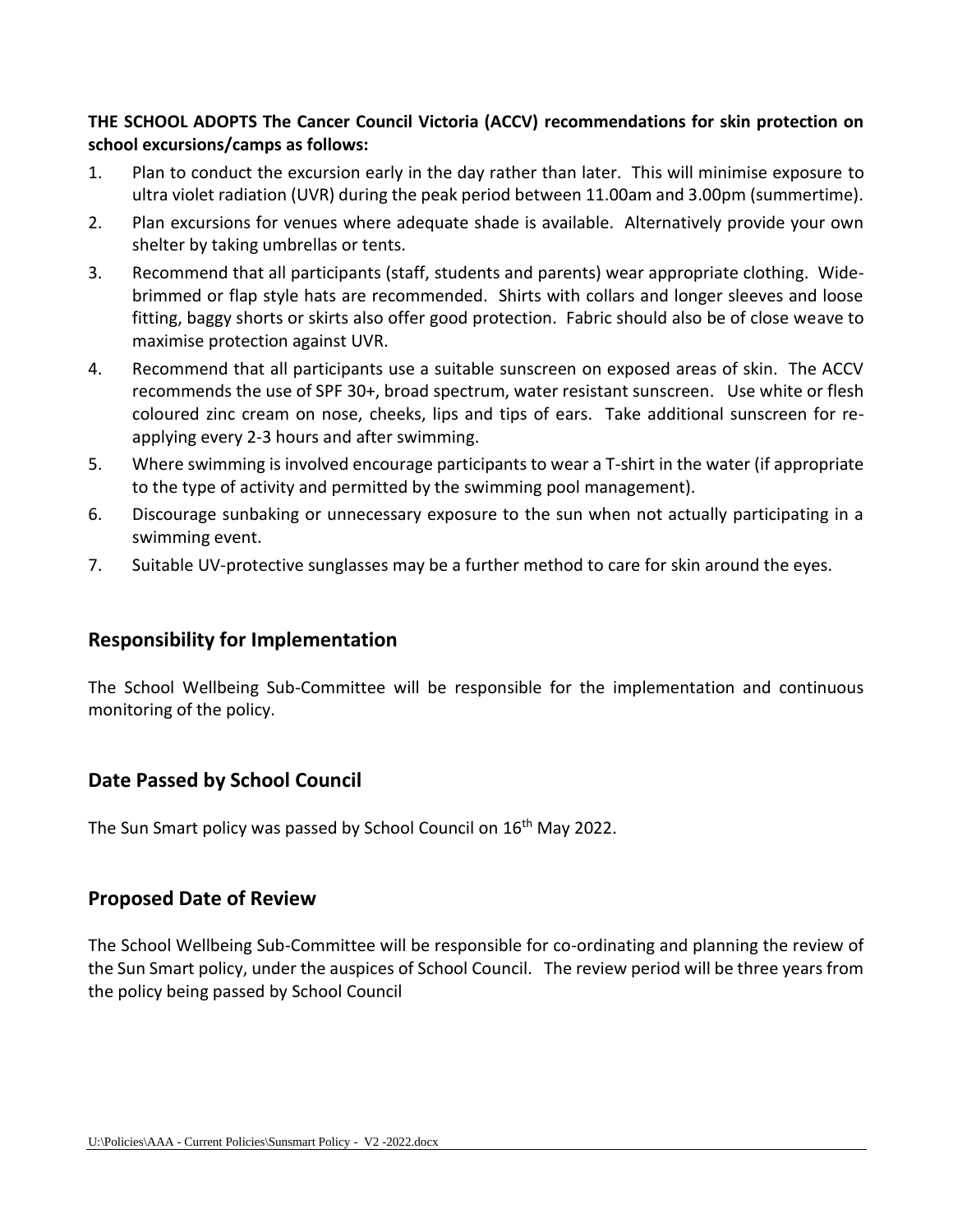**THE SCHOOL ADOPTS The Cancer Council Victoria (ACCV) recommendations for skin protection on school excursions/camps as follows:**

1. Plan to conduct the excursion early in the day rather than later. This will minimise exposure to ultra violet radiation (UVR) during the peak period between 11.00am and 3.00pm (summertime).
2. Plan excursions for venues where adequate shade is available. Alternatively provide your own shelter by taking umbrellas or tents.
3. Recommend that all participants (staff, students and parents) wear appropriate clothing. Wide-brimmed or flap style hats are recommended. Shirts with collars and longer sleeves and loose fitting, baggy shorts or skirts also offer good protection. Fabric should also be of close weave to maximise protection against UVR.
4. Recommend that all participants use a suitable sunscreen on exposed areas of skin. The ACCV recommends the use of SPF 30+, broad spectrum, water resistant sunscreen. Use white or flesh coloured zinc cream on nose, cheeks, lips and tips of ears. Take additional sunscreen for re-applying every 2-3 hours and after swimming.
5. Where swimming is involved encourage participants to wear a T-shirt in the water (if appropriate to the type of activity and permitted by the swimming pool management).
6. Discourage sunbaking or unnecessary exposure to the sun when not actually participating in a swimming event.
7. Suitable UV-protective sunglasses may be a further method to care for skin around the eyes.

## Responsibility for Implementation

The School Wellbeing Sub-Committee will be responsible for the implementation and continuous monitoring of the policy.

## Date Passed by School Council

The Sun Smart policy was passed by School Council on 16th May 2022.

## Proposed Date of Review

The School Wellbeing Sub-Committee will be responsible for co-ordinating and planning the review of the Sun Smart policy, under the auspices of School Council. The review period will be three years from the policy being passed by School Council